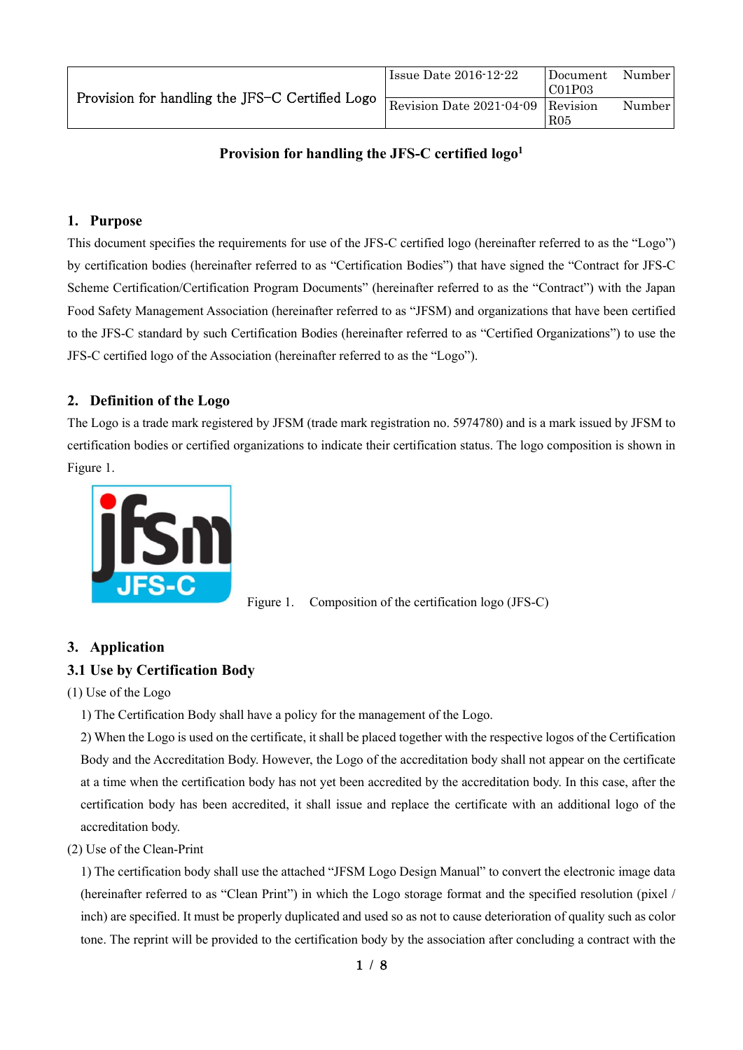| Provision for handling the JFS-C Certified Logo | Issue Date 2016-12-22 | Document Number C01P03 |
|---|---|---|
| | Revision Date 2021-04-09 | Revision Number R05 |

# Provision for handling the JFS-C certified logo[1]

## 1. Purpose

This document specifies the requirements for use of the JFS-C certified logo (hereinafter referred to as the "Logo") by certification bodies (hereinafter referred to as "Certification Bodies") that have signed the "Contract for JFS-C Scheme Certification/Certification Program Documents" (hereinafter referred to as the "Contract") with the Japan Food Safety Management Association (hereinafter referred to as "JFSM) and organizations that have been certified to the JFS-C standard by such Certification Bodies (hereinafter referred to as "Certified Organizations") to use the JFS-C certified logo of the Association (hereinafter referred to as the "Logo").

## 2. Definition of the Logo

The Logo is a trade mark registered by JFSM (trade mark registration no. 5974780) and is a mark issued by JFSM to certification bodies or certified organizations to indicate their certification status. The logo composition is shown in Figure 1.

Figure 1. Composition of the certification logo (JFS-C)

## 3. Application

### 3.1 Use by Certification Body

(1) Use of the Logo

1) The Certification Body shall have a policy for the management of the Logo.

2) When the Logo is used on the certificate, it shall be placed together with the respective logos of the Certification Body and the Accreditation Body. However, the Logo of the accreditation body shall not appear on the certificate at a time when the certification body has not yet been accredited by the accreditation body. In this case, after the certification body has been accredited, it shall issue and replace the certificate with an additional logo of the accreditation body.

(2) Use of the Clean-Print

1) The certification body shall use the attached "JFSM Logo Design Manual" to convert the electronic image data (hereinafter referred to as "Clean Print") in which the Logo storage format and the specified resolution (pixel / inch) are specified. It must be properly duplicated and used so as not to cause deterioration of quality such as color tone. The reprint will be provided to the certification body by the association after concluding a contract with the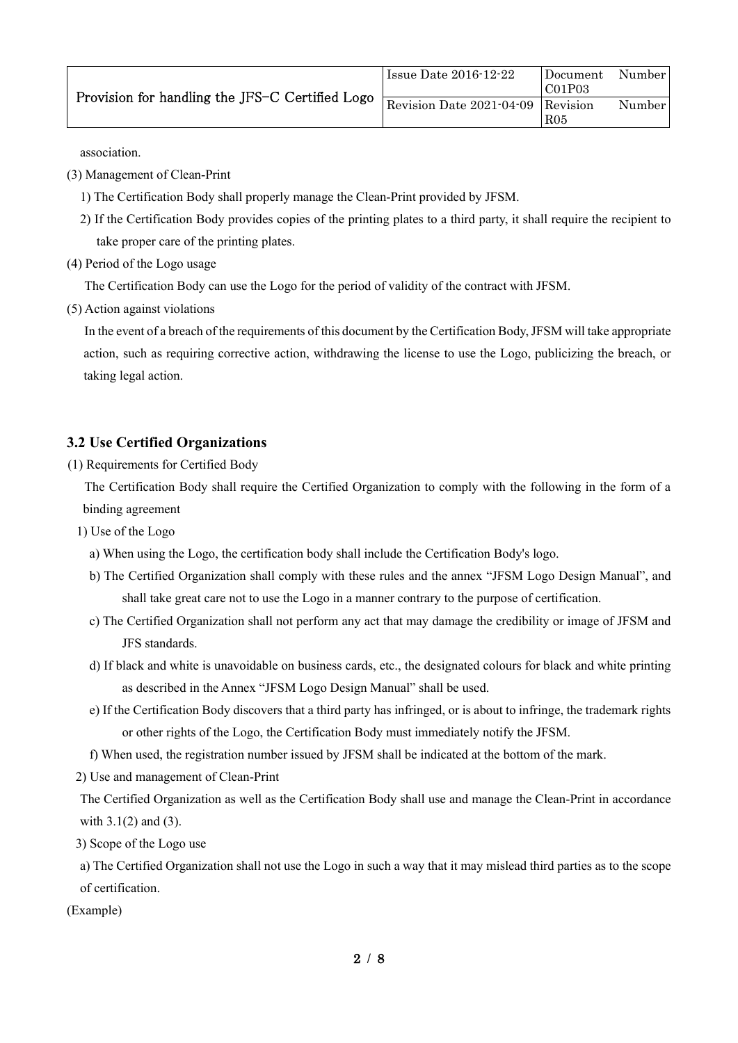association.

(3) Management of Clean-Print

1) The Certification Body shall properly manage the Clean-Print provided by JFSM.

2) If the Certification Body provides copies of the printing plates to a third party, it shall require the recipient to take proper care of the printing plates.

(4) Period of the Logo usage

The Certification Body can use the Logo for the period of validity of the contract with JFSM.

(5) Action against violations

In the event of a breach of the requirements of this document by the Certification Body, JFSM will take appropriate action, such as requiring corrective action, withdrawing the license to use the Logo, publicizing the breach, or taking legal action.

### 3.2 Use Certified Organizations

(1) Requirements for Certified Body

The Certification Body shall require the Certified Organization to comply with the following in the form of a binding agreement

1) Use of the Logo

a) When using the Logo, the certification body shall include the Certification Body's logo.

b) The Certified Organization shall comply with these rules and the annex "JFSM Logo Design Manual", and shall take great care not to use the Logo in a manner contrary to the purpose of certification.

c) The Certified Organization shall not perform any act that may damage the credibility or image of JFSM and JFS standards.

d) If black and white is unavoidable on business cards, etc., the designated colours for black and white printing as described in the Annex "JFSM Logo Design Manual" shall be used.

e) If the Certification Body discovers that a third party has infringed, or is about to infringe, the trademark rights or other rights of the Logo, the Certification Body must immediately notify the JFSM.

f) When used, the registration number issued by JFSM shall be indicated at the bottom of the mark.

2) Use and management of Clean-Print

The Certified Organization as well as the Certification Body shall use and manage the Clean-Print in accordance with 3.1(2) and (3).

3) Scope of the Logo use

a) The Certified Organization shall not use the Logo in such a way that it may mislead third parties as to the scope of certification.

(Example)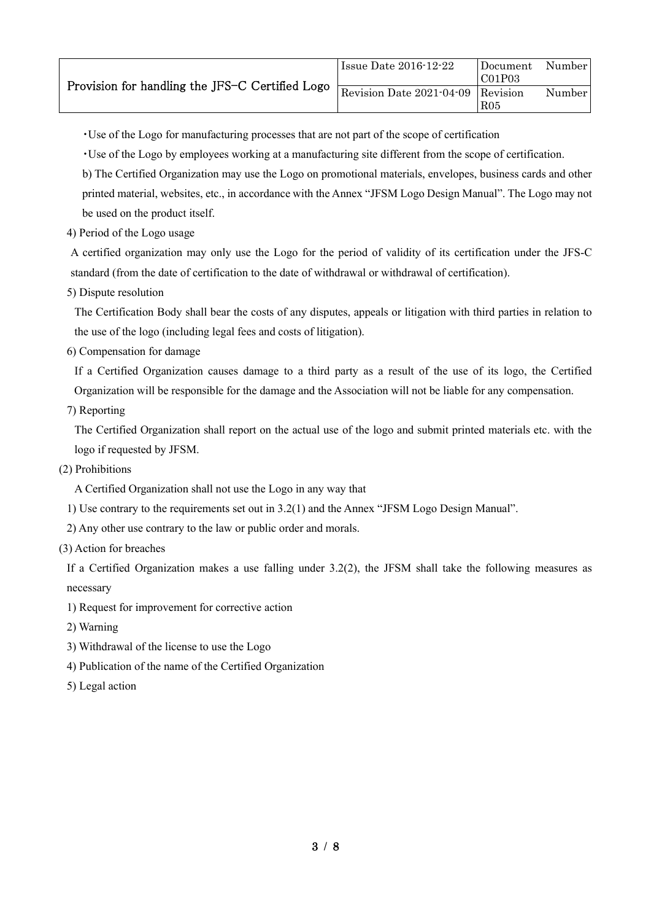・Use of the Logo for manufacturing processes that are not part of the scope of certification

・Use of the Logo by employees working at a manufacturing site different from the scope of certification.

b) The Certified Organization may use the Logo on promotional materials, envelopes, business cards and other printed material, websites, etc., in accordance with the Annex "JFSM Logo Design Manual". The Logo may not be used on the product itself.

4) Period of the Logo usage

A certified organization may only use the Logo for the period of validity of its certification under the JFS-C standard (from the date of certification to the date of withdrawal or withdrawal of certification).

5) Dispute resolution

The Certification Body shall bear the costs of any disputes, appeals or litigation with third parties in relation to the use of the logo (including legal fees and costs of litigation).

6) Compensation for damage

If a Certified Organization causes damage to a third party as a result of the use of its logo, the Certified Organization will be responsible for the damage and the Association will not be liable for any compensation.

7) Reporting

The Certified Organization shall report on the actual use of the logo and submit printed materials etc. with the logo if requested by JFSM.

(2) Prohibitions

A Certified Organization shall not use the Logo in any way that

1) Use contrary to the requirements set out in 3.2(1) and the Annex "JFSM Logo Design Manual".

2) Any other use contrary to the law or public order and morals.

(3) Action for breaches

If a Certified Organization makes a use falling under 3.2(2), the JFSM shall take the following measures as necessary

1) Request for improvement for corrective action

2) Warning

3) Withdrawal of the license to use the Logo

4) Publication of the name of the Certified Organization

5) Legal action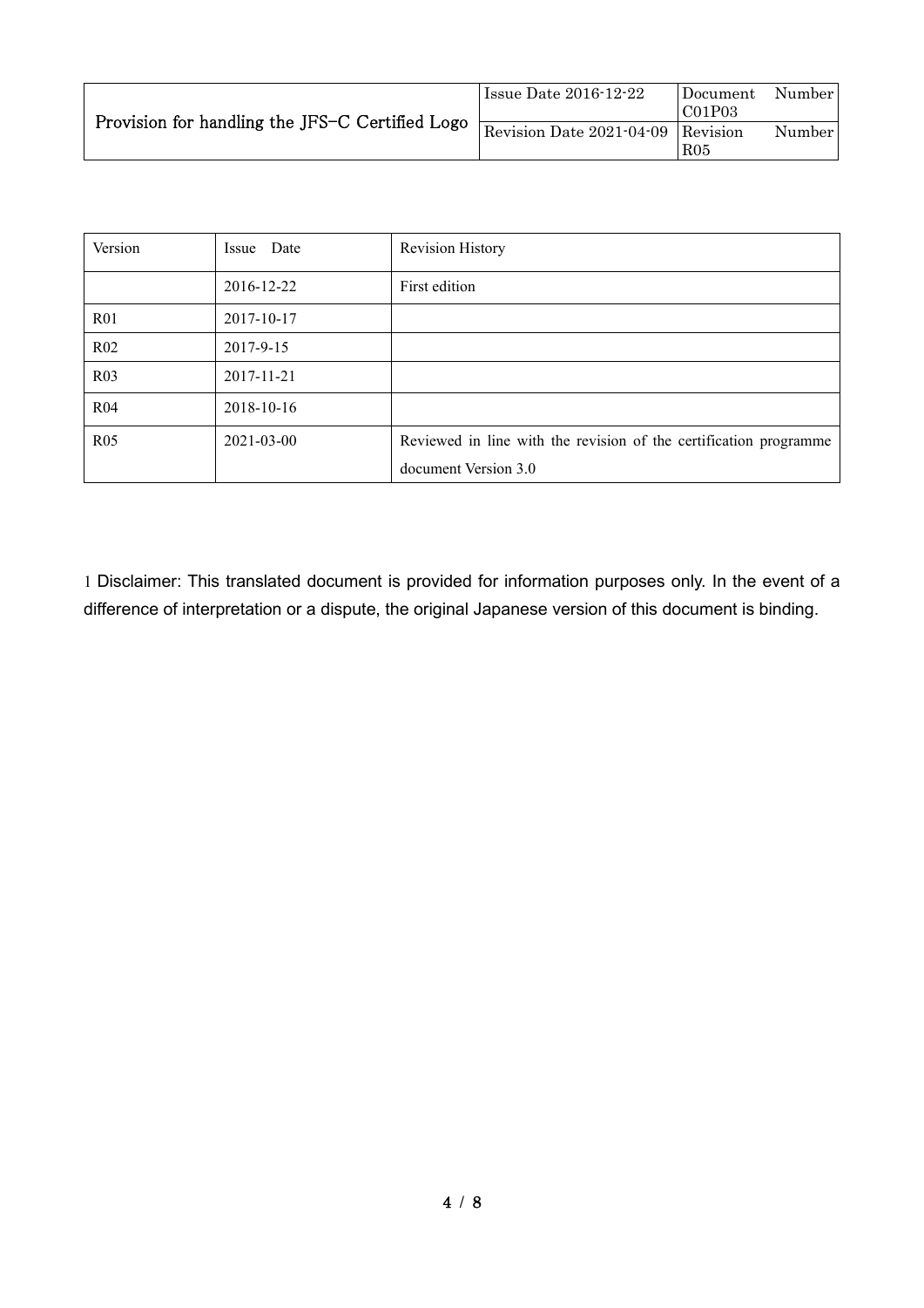| Version | Issue Date | Revision History |
|---|---|---|
| | 2016-12-22 | First edition |
| R01 | 2017-10-17 | |
| R02 | 2017-9-15 | |
| R03 | 2017-11-21 | |
| R04 | 2018-10-16 | |
| R05 | 2021-03-00 | Reviewed in line with the revision of the certification programme document Version 3.0 |

1 Disclaimer: This translated document is provided for information purposes only. In the event of a difference of interpretation or a dispute, the original Japanese version of this document is binding.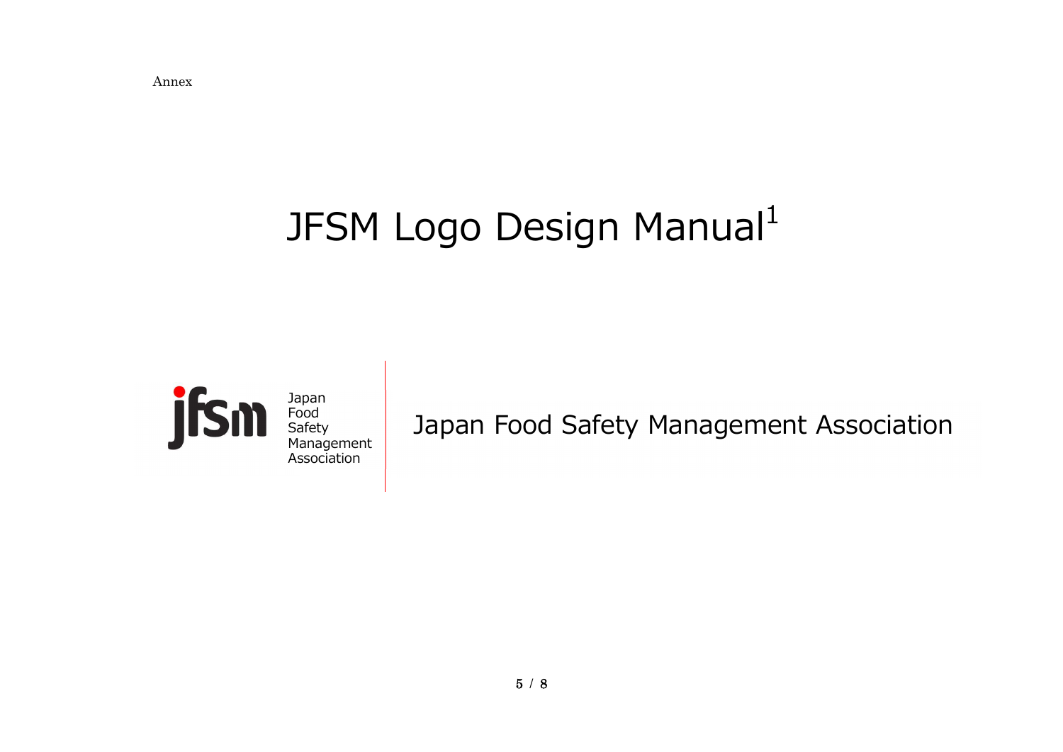Annex

# JFSM Logo Design Manual[1]

jfsm

Japan
Food
Safety
Management
Association

Japan Food Safety Management Association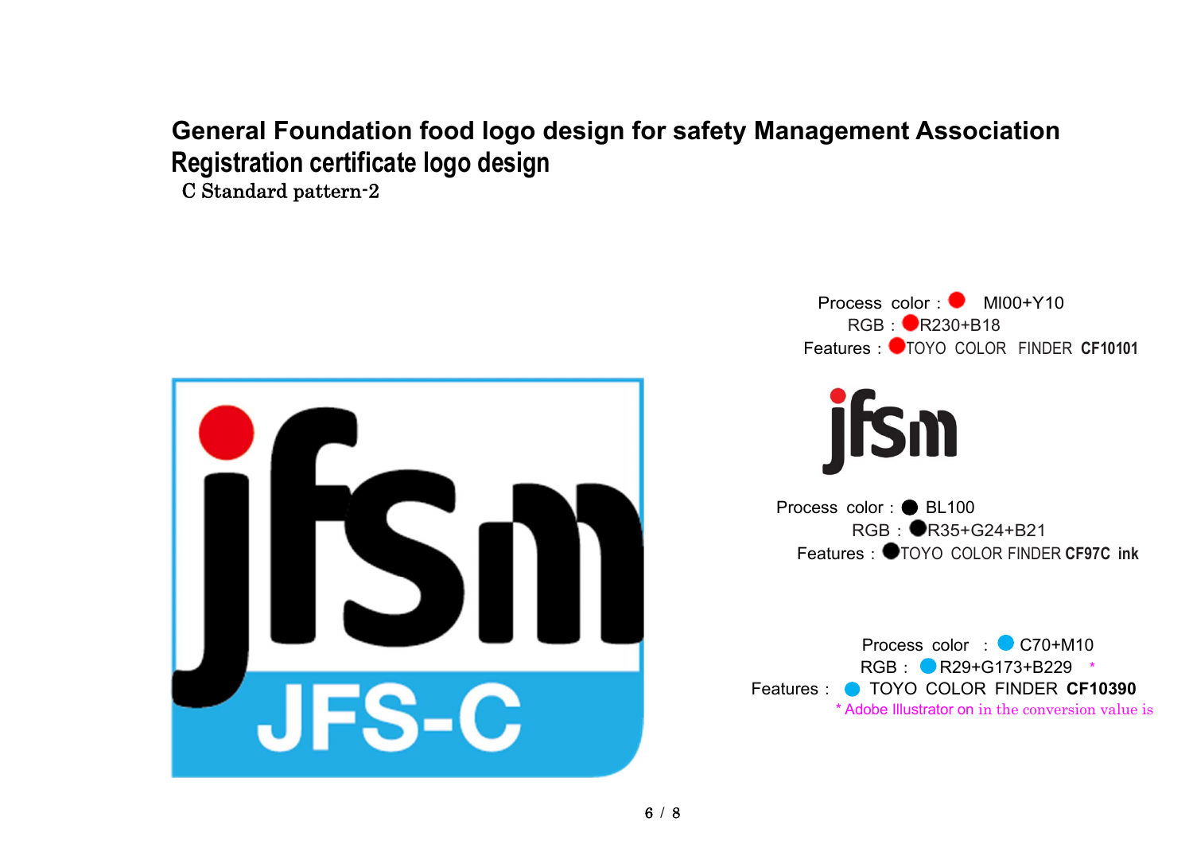# General Foundation food logo design for safety Management Association

## Registration certificate logo design

C Standard pattern-2

Process color : ● MI00+Y10
RGB : ●R230+B18
Features : ●TOYO COLOR FINDER **CF10101**

jfsm

Process color : ● BL100
RGB : ●R35+G24+B21
Features : ●TOYO COLOR FINDER **CF97C ink**

Process color : ● C70+M10
RGB : ● R29+G173+B229 *
Features : ● TOYO COLOR FINDER **CF10390**
* Adobe Illustrator on in the conversion value is

jfsm
JFS-C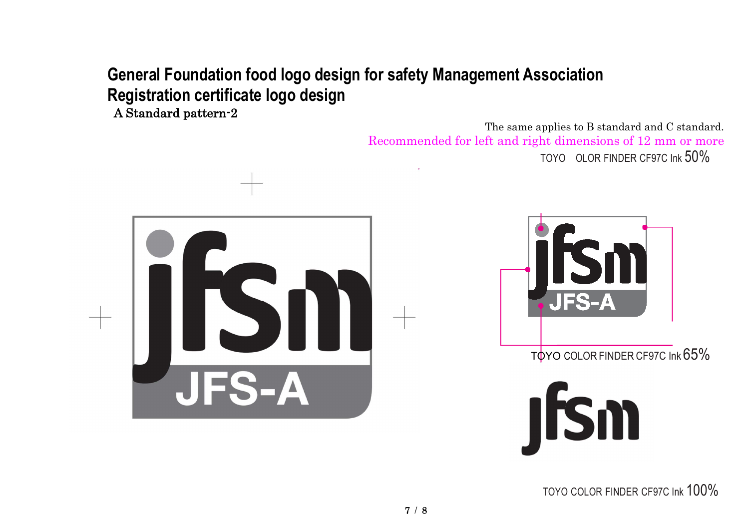# General Foundation food logo design for safety Management Association
# Registration certificate logo design

A Standard pattern-2

The same applies to B standard and C standard.

Recommended for left and right dimensions of 12 mm or more

TOYO OLOR FINDER CF97C Ink 50%

jfsm

JFS-A

jfsm

JFS-A

TOYO COLOR FINDER CF97C Ink 65%

jfsm

TOYO COLOR FINDER CF97C Ink 100%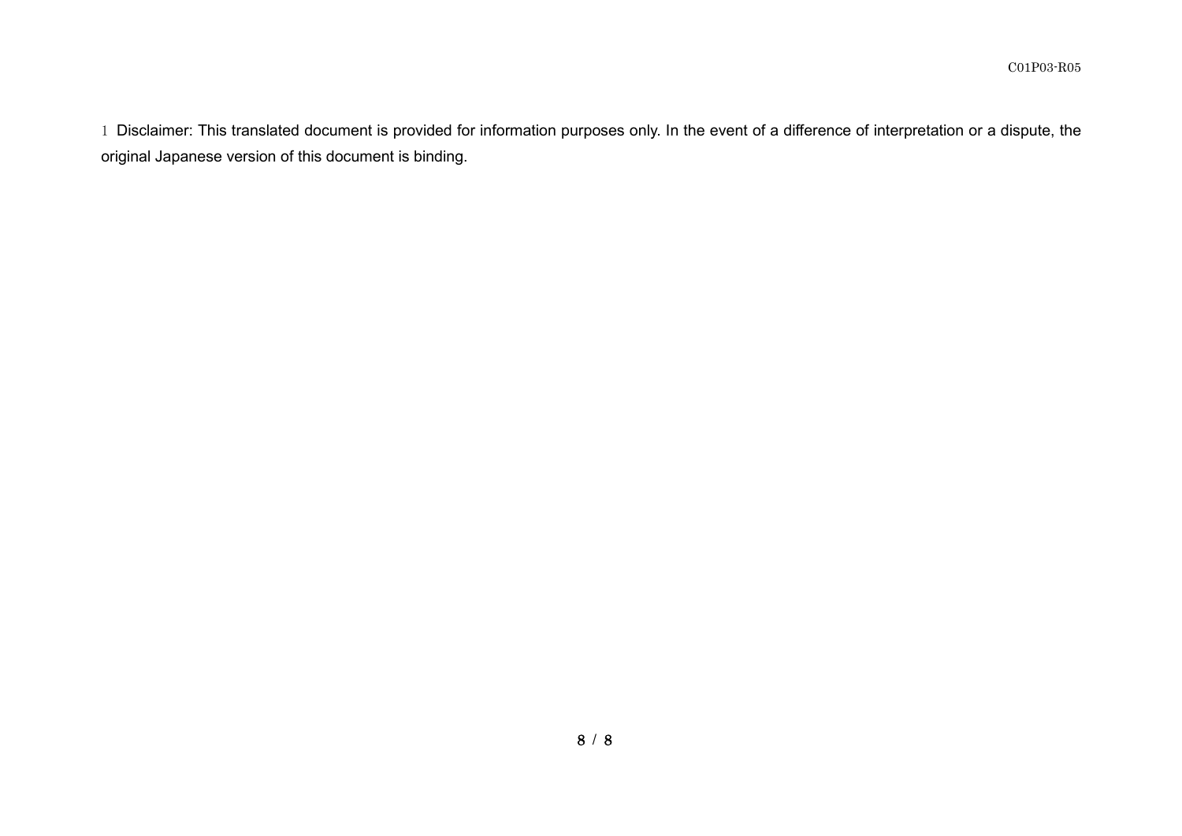[1] Disclaimer: This translated document is provided for information purposes only. In the event of a difference of interpretation or a dispute, the original Japanese version of this document is binding.